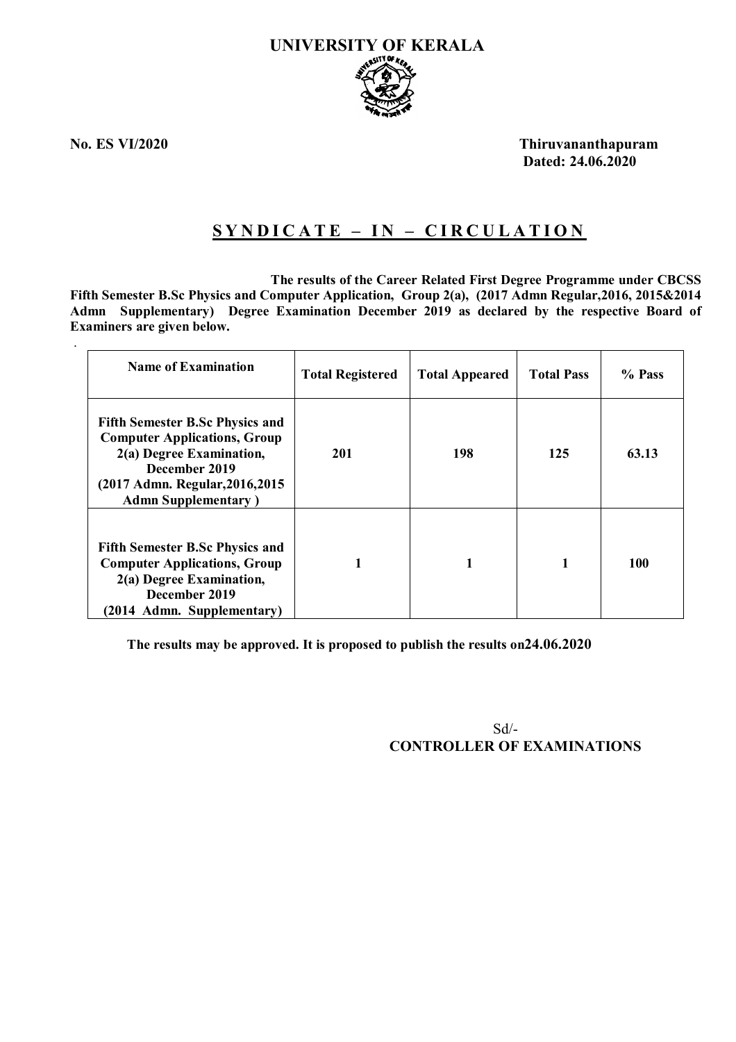# UNIVERSITY OF KERALA

**No. ES VI/2020** **Thiruvananthapuram**
**Dated: 24.06.2020**

## S Y N D I C A T E – I N – C I R C U L A T I O N

**The results of the Career Related First Degree Programme under CBCSS Fifth Semester B.Sc Physics and Computer Application, Group 2(a), (2017 Admn Regular,2016, 2015&2014 Admn Supplementary) Degree Examination December 2019 as declared by the respective Board of Examiners are given below.**

| Name of Examination | Total Registered | Total Appeared | Total Pass | % Pass |
|---|---|---|---|---|
| **Fifth Semester B.Sc Physics and Computer Applications, Group 2(a) Degree Examination, December 2019 (2017 Admn. Regular,2016,2015 Admn Supplementary )** | **201** | **198** | **125** | **63.13** |
| **Fifth Semester B.Sc Physics and Computer Applications, Group 2(a) Degree Examination, December 2019 (2014 Admn. Supplementary)** | **1** | **1** | **1** | **100** |

**The results may be approved. It is proposed to publish the results on24.06.2020**

Sd/-
**CONTROLLER OF EXAMINATIONS**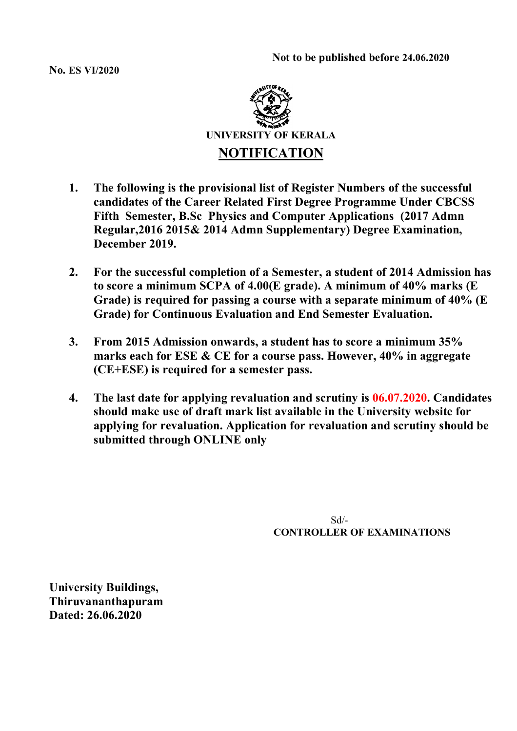**Not to be published before 24.06.2020**

**No. ES VI/2020**

**UNIVERSITY OF KERALA**

# NOTIFICATION

1. **The following is the provisional list of Register Numbers of the successful candidates of the Career Related First Degree Programme Under CBCSS Fifth Semester, B.Sc Physics and Computer Applications (2017 Admn Regular,2016 2015& 2014 Admn Supplementary) Degree Examination, December 2019.**

2. **For the successful completion of a Semester, a student of 2014 Admission has to score a minimum SCPA of 4.00(E grade). A minimum of 40% marks (E Grade) is required for passing a course with a separate minimum of 40% (E Grade) for Continuous Evaluation and End Semester Evaluation.**

3. **From 2015 Admission onwards, a student has to score a minimum 35% marks each for ESE & CE for a course pass. However, 40% in aggregate (CE+ESE) is required for a semester pass.**

4. **The last date for applying revaluation and scrutiny is 06.07.2020. Candidates should make use of draft mark list available in the University website for applying for revaluation. Application for revaluation and scrutiny should be submitted through ONLINE only**

Sd/-
**CONTROLLER OF EXAMINATIONS**

**University Buildings,**
**Thiruvananthapuram**
**Dated: 26.06.2020**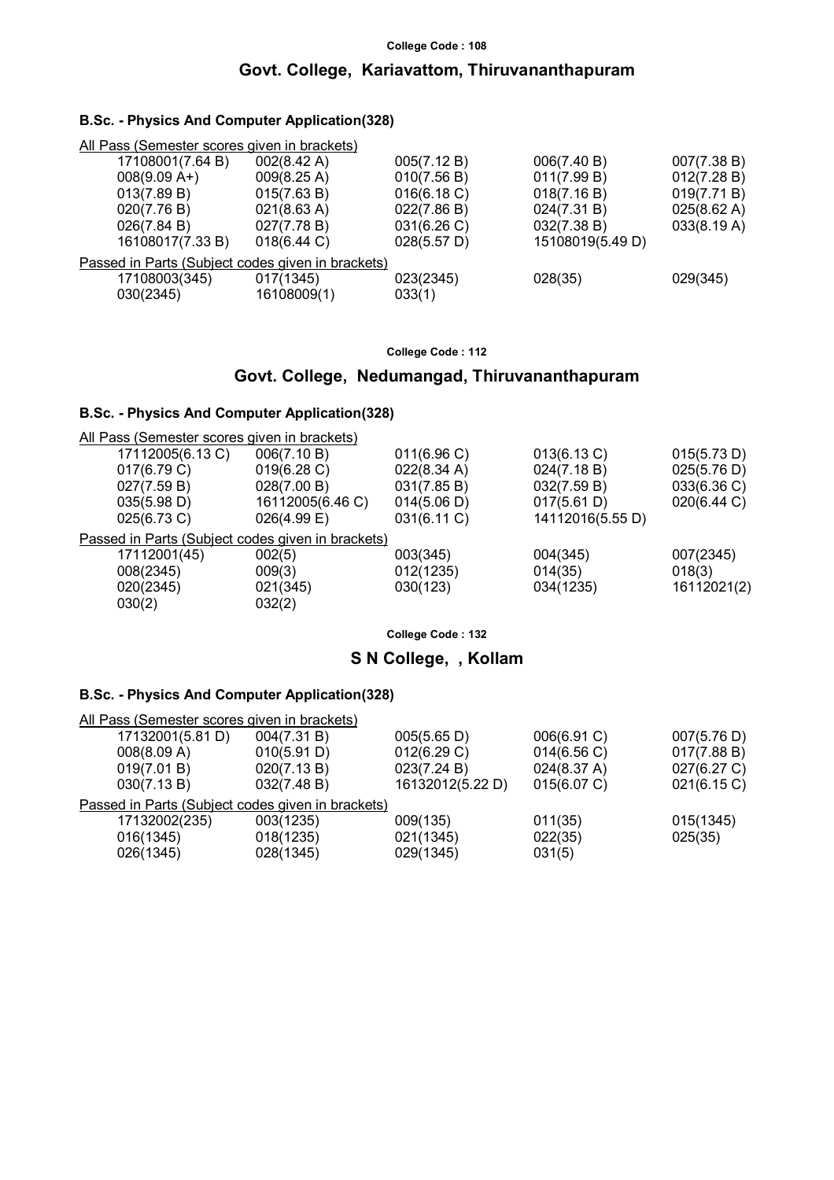College Code : 108

## Govt. College, Kariavattom, Thiruvananthapuram

### B.Sc. - Physics And Computer Application(328)

All Pass (Semester scores given in brackets)

| | | | | |
|---|---|---|---|---|
| 17108001(7.64 B) | 002(8.42 A) | 005(7.12 B) | 006(7.40 B) | 007(7.38 B) |
| 008(9.09 A+) | 009(8.25 A) | 010(7.56 B) | 011(7.99 B) | 012(7.28 B) |
| 013(7.89 B) | 015(7.63 B) | 016(6.18 C) | 018(7.16 B) | 019(7.71 B) |
| 020(7.76 B) | 021(8.63 A) | 022(7.86 B) | 024(7.31 B) | 025(8.62 A) |
| 026(7.84 B) | 027(7.78 B) | 031(6.26 C) | 032(7.38 B) | 033(8.19 A) |
| 16108017(7.33 B) | 018(6.44 C) | 028(5.57 D) | 15108019(5.49 D) | |

Passed in Parts (Subject codes given in brackets)

| | | | | |
|---|---|---|---|---|
| 17108003(345) | 017(1345) | 023(2345) | 028(35) | 029(345) |
| 030(2345) | 16108009(1) | 033(1) | | |

College Code : 112

## Govt. College, Nedumangad, Thiruvananthapuram

### B.Sc. - Physics And Computer Application(328)

All Pass (Semester scores given in brackets)

| | | | | |
|---|---|---|---|---|
| 17112005(6.13 C) | 006(7.10 B) | 011(6.96 C) | 013(6.13 C) | 015(5.73 D) |
| 017(6.79 C) | 019(6.28 C) | 022(8.34 A) | 024(7.18 B) | 025(5.76 D) |
| 027(7.59 B) | 028(7.00 B) | 031(7.85 B) | 032(7.59 B) | 033(6.36 C) |
| 035(5.98 D) | 16112005(6.46 C) | 014(5.06 D) | 017(5.61 D) | 020(6.44 C) |
| 025(6.73 C) | 026(4.99 E) | 031(6.11 C) | 14112016(5.55 D) | |

Passed in Parts (Subject codes given in brackets)

| | | | | |
|---|---|---|---|---|
| 17112001(45) | 002(5) | 003(345) | 004(345) | 007(2345) |
| 008(2345) | 009(3) | 012(1235) | 014(35) | 018(3) |
| 020(2345) | 021(345) | 030(123) | 034(1235) | 16112021(2) |
| 030(2) | 032(2) | | | |

College Code : 132

## S N College, , Kollam

### B.Sc. - Physics And Computer Application(328)

All Pass (Semester scores given in brackets)

| | | | | |
|---|---|---|---|---|
| 17132001(5.81 D) | 004(7.31 B) | 005(5.65 D) | 006(6.91 C) | 007(5.76 D) |
| 008(8.09 A) | 010(5.91 D) | 012(6.29 C) | 014(6.56 C) | 017(7.88 B) |
| 019(7.01 B) | 020(7.13 B) | 023(7.24 B) | 024(8.37 A) | 027(6.27 C) |
| 030(7.13 B) | 032(7.48 B) | 16132012(5.22 D) | 015(6.07 C) | 021(6.15 C) |

Passed in Parts (Subject codes given in brackets)

| | | | | |
|---|---|---|---|---|
| 17132002(235) | 003(1235) | 009(135) | 011(35) | 015(1345) |
| 016(1345) | 018(1235) | 021(1345) | 022(35) | 025(35) |
| 026(1345) | 028(1345) | 029(1345) | 031(5) | |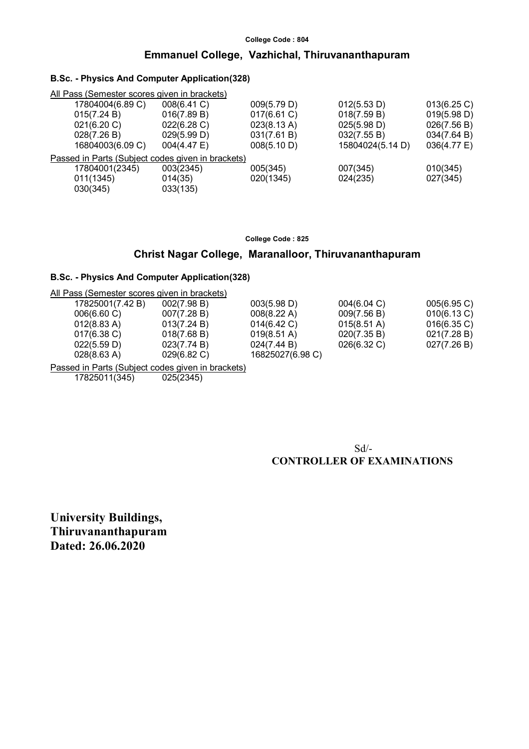College Code : 804

## Emmanuel College, Vazhichal, Thiruvananthapuram

### B.Sc. - Physics And Computer Application(328)

All Pass (Semester scores given in brackets)

| | | | | |
|---|---|---|---|---|
| 17804004(6.89 C) | 008(6.41 C) | 009(5.79 D) | 012(5.53 D) | 013(6.25 C) |
| 015(7.24 B) | 016(7.89 B) | 017(6.61 C) | 018(7.59 B) | 019(5.98 D) |
| 021(6.20 C) | 022(6.28 C) | 023(8.13 A) | 025(5.98 D) | 026(7.56 B) |
| 028(7.26 B) | 029(5.99 D) | 031(7.61 B) | 032(7.55 B) | 034(7.64 B) |
| 16804003(6.09 C) | 004(4.47 E) | 008(5.10 D) | 15804024(5.14 D) | 036(4.77 E) |

Passed in Parts (Subject codes given in brackets)

| | | | | |
|---|---|---|---|---|
| 17804001(2345) | 003(2345) | 005(345) | 007(345) | 010(345) |
| 011(1345) | 014(35) | 020(1345) | 024(235) | 027(345) |
| 030(345) | 033(135) | | | |

College Code : 825

## Christ Nagar College, Maranalloor, Thiruvananthapuram

### B.Sc. - Physics And Computer Application(328)

All Pass (Semester scores given in brackets)

| | | | | |
|---|---|---|---|---|
| 17825001(7.42 B) | 002(7.98 B) | 003(5.98 D) | 004(6.04 C) | 005(6.95 C) |
| 006(6.60 C) | 007(7.28 B) | 008(8.22 A) | 009(7.56 B) | 010(6.13 C) |
| 012(8.83 A) | 013(7.24 B) | 014(6.42 C) | 015(8.51 A) | 016(6.35 C) |
| 017(6.38 C) | 018(7.68 B) | 019(8.51 A) | 020(7.35 B) | 021(7.28 B) |
| 022(5.59 D) | 023(7.74 B) | 024(7.44 B) | 026(6.32 C) | 027(7.26 B) |
| 028(8.63 A) | 029(6.82 C) | 16825027(6.98 C) | | |

Passed in Parts (Subject codes given in brackets)

| | |
|---|---|
| 17825011(345) | 025(2345) |

Sd/-
**CONTROLLER OF EXAMINATIONS**

**University Buildings,**
**Thiruvananthapuram**
**Dated: 26.06.2020**